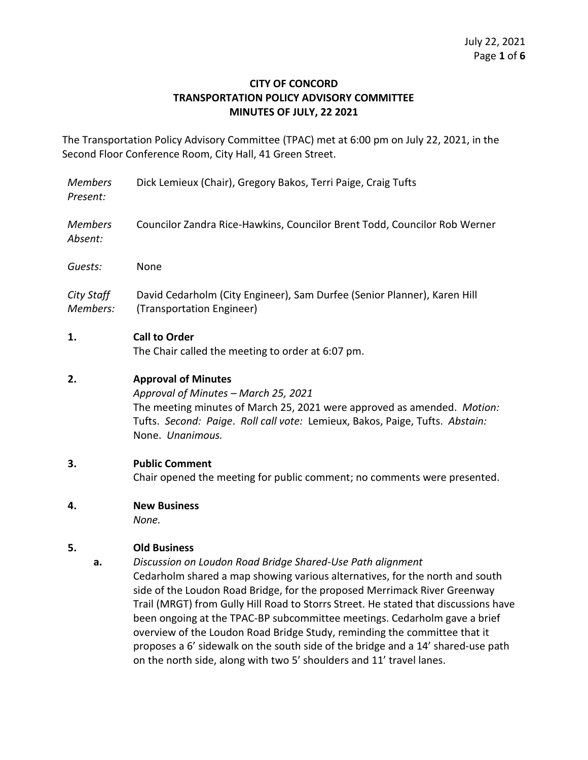**CITY OF CONCORD**
**TRANSPORTATION POLICY ADVISORY COMMITTEE**
**MINUTES OF JULY, 22 2021**

The Transportation Policy Advisory Committee (TPAC) met at 6:00 pm on July 22, 2021, in the Second Floor Conference Room, City Hall, 41 Green Street.

| | |
|---|---|
| *Members Present:* | Dick Lemieux (Chair), Gregory Bakos, Terri Paige, Craig Tufts |
| *Members Absent:* | Councilor Zandra Rice-Hawkins, Councilor Brent Todd, Councilor Rob Werner |
| *Guests:* | None |
| *City Staff Members:* | David Cedarholm (City Engineer), Sam Durfee (Senior Planner), Karen Hill (Transportation Engineer) |

**1. Call to Order**

The Chair called the meeting to order at 6:07 pm.

**2. Approval of Minutes**

*Approval of Minutes – March 25, 2021*

The meeting minutes of March 25, 2021 were approved as amended. *Motion:* Tufts. *Second: Paige*. *Roll call vote:* Lemieux, Bakos, Paige, Tufts. *Abstain:* None. *Unanimous.*

**3. Public Comment**

Chair opened the meeting for public comment; no comments were presented.

**4. New Business**

*None.*

**5. Old Business**

**a.** *Discussion on Loudon Road Bridge Shared-Use Path alignment*

Cedarholm shared a map showing various alternatives, for the north and south side of the Loudon Road Bridge, for the proposed Merrimack River Greenway Trail (MRGT) from Gully Hill Road to Storrs Street. He stated that discussions have been ongoing at the TPAC-BP subcommittee meetings. Cedarholm gave a brief overview of the Loudon Road Bridge Study, reminding the committee that it proposes a 6' sidewalk on the south side of the bridge and a 14' shared-use path on the north side, along with two 5' shoulders and 11' travel lanes.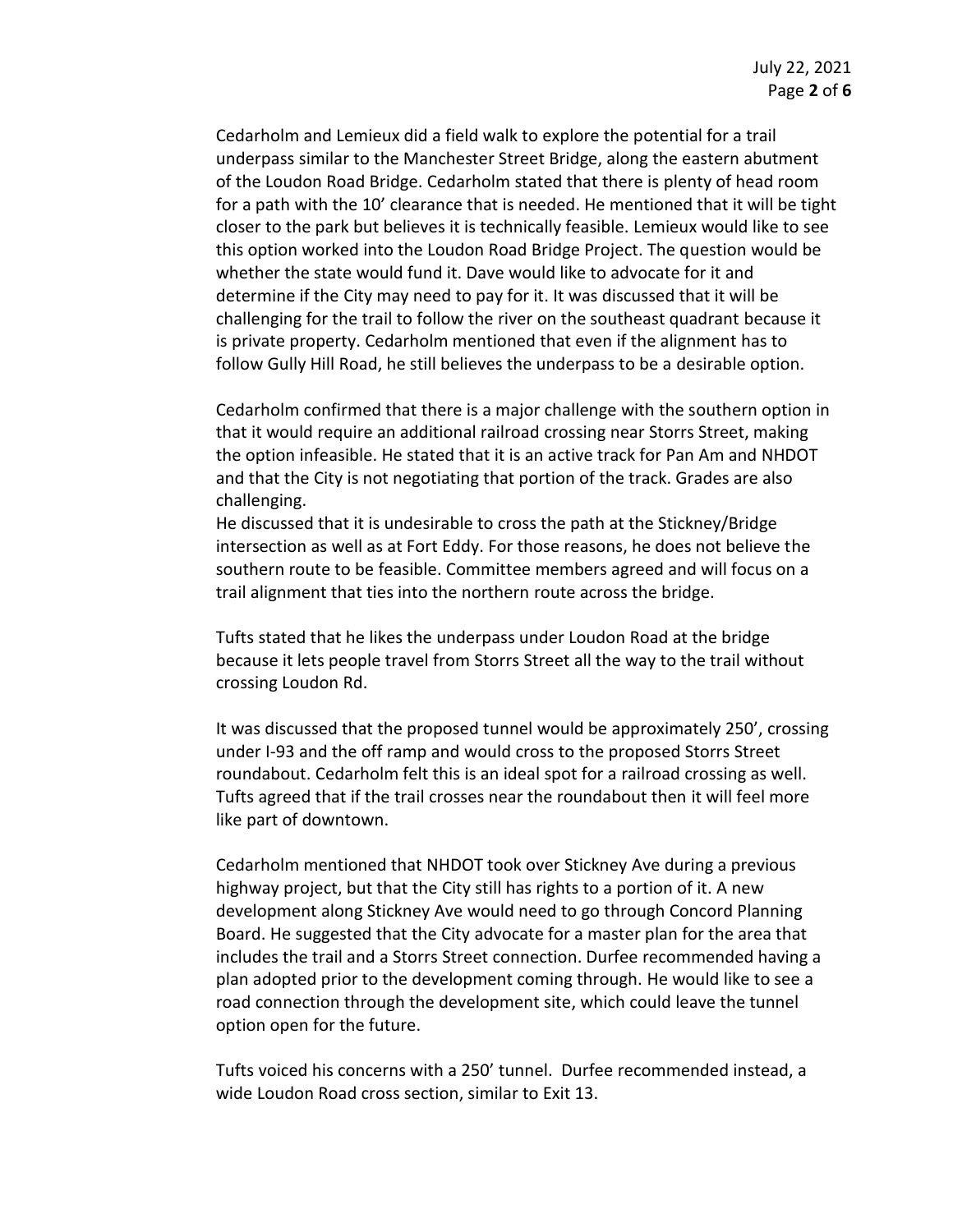Cedarholm and Lemieux did a field walk to explore the potential for a trail underpass similar to the Manchester Street Bridge, along the eastern abutment of the Loudon Road Bridge. Cedarholm stated that there is plenty of head room for a path with the 10' clearance that is needed. He mentioned that it will be tight closer to the park but believes it is technically feasible. Lemieux would like to see this option worked into the Loudon Road Bridge Project. The question would be whether the state would fund it. Dave would like to advocate for it and determine if the City may need to pay for it. It was discussed that it will be challenging for the trail to follow the river on the southeast quadrant because it is private property. Cedarholm mentioned that even if the alignment has to follow Gully Hill Road, he still believes the underpass to be a desirable option.

Cedarholm confirmed that there is a major challenge with the southern option in that it would require an additional railroad crossing near Storrs Street, making the option infeasible. He stated that it is an active track for Pan Am and NHDOT and that the City is not negotiating that portion of the track. Grades are also challenging.
He discussed that it is undesirable to cross the path at the Stickney/Bridge intersection as well as at Fort Eddy. For those reasons, he does not believe the southern route to be feasible. Committee members agreed and will focus on a trail alignment that ties into the northern route across the bridge.

Tufts stated that he likes the underpass under Loudon Road at the bridge because it lets people travel from Storrs Street all the way to the trail without crossing Loudon Rd.

It was discussed that the proposed tunnel would be approximately 250', crossing under I-93 and the off ramp and would cross to the proposed Storrs Street roundabout. Cedarholm felt this is an ideal spot for a railroad crossing as well. Tufts agreed that if the trail crosses near the roundabout then it will feel more like part of downtown.

Cedarholm mentioned that NHDOT took over Stickney Ave during a previous highway project, but that the City still has rights to a portion of it. A new development along Stickney Ave would need to go through Concord Planning Board. He suggested that the City advocate for a master plan for the area that includes the trail and a Storrs Street connection. Durfee recommended having a plan adopted prior to the development coming through. He would like to see a road connection through the development site, which could leave the tunnel option open for the future.

Tufts voiced his concerns with a 250' tunnel. Durfee recommended instead, a wide Loudon Road cross section, similar to Exit 13.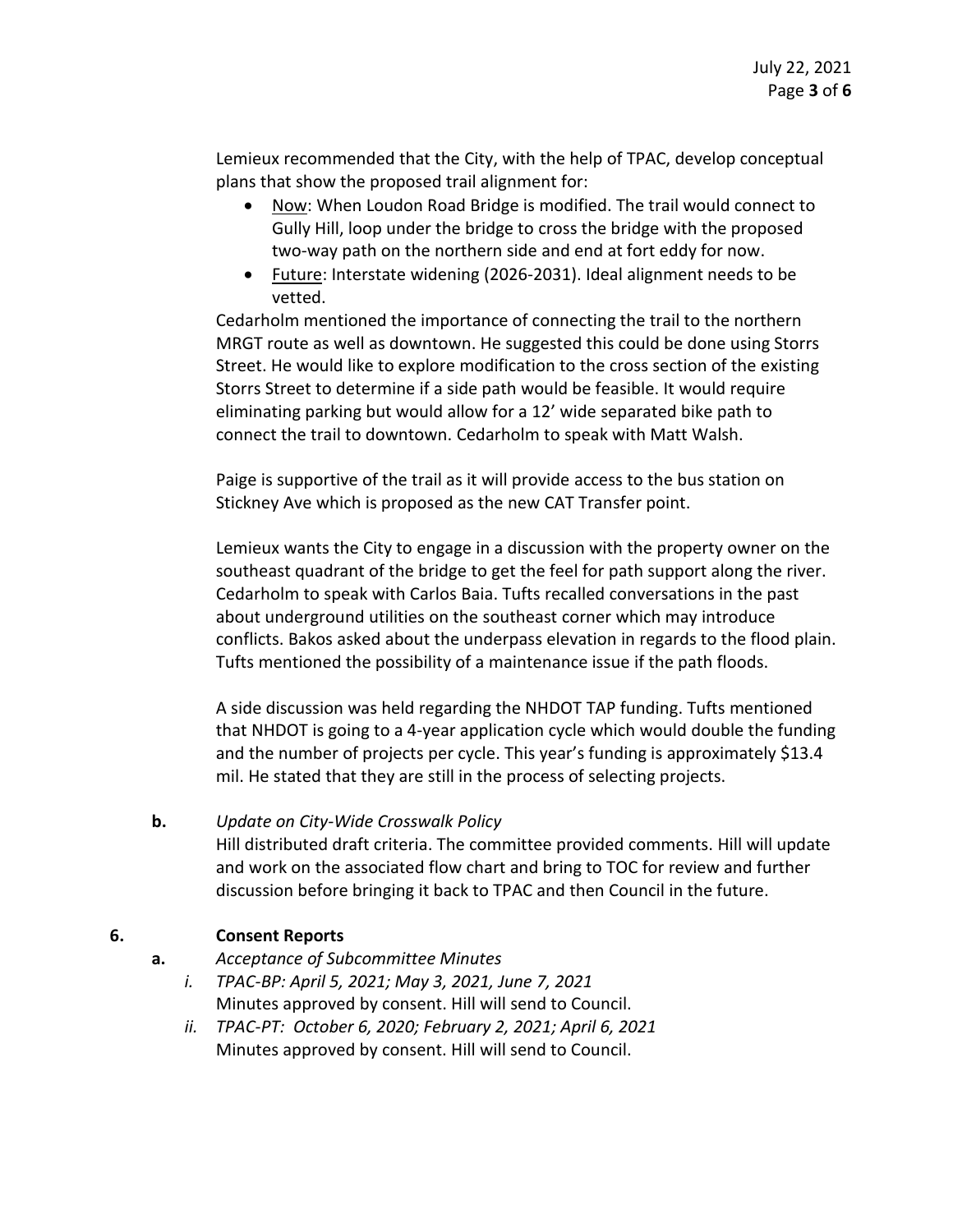Lemieux recommended that the City, with the help of TPAC, develop conceptual plans that show the proposed trail alignment for:

- Now: When Loudon Road Bridge is modified. The trail would connect to Gully Hill, loop under the bridge to cross the bridge with the proposed two-way path on the northern side and end at fort eddy for now.
- Future: Interstate widening (2026-2031). Ideal alignment needs to be vetted.

Cedarholm mentioned the importance of connecting the trail to the northern MRGT route as well as downtown. He suggested this could be done using Storrs Street. He would like to explore modification to the cross section of the existing Storrs Street to determine if a side path would be feasible. It would require eliminating parking but would allow for a 12' wide separated bike path to connect the trail to downtown. Cedarholm to speak with Matt Walsh.

Paige is supportive of the trail as it will provide access to the bus station on Stickney Ave which is proposed as the new CAT Transfer point.

Lemieux wants the City to engage in a discussion with the property owner on the southeast quadrant of the bridge to get the feel for path support along the river. Cedarholm to speak with Carlos Baia. Tufts recalled conversations in the past about underground utilities on the southeast corner which may introduce conflicts. Bakos asked about the underpass elevation in regards to the flood plain. Tufts mentioned the possibility of a maintenance issue if the path floods.

A side discussion was held regarding the NHDOT TAP funding. Tufts mentioned that NHDOT is going to a 4-year application cycle which would double the funding and the number of projects per cycle. This year's funding is approximately $13.4 mil. He stated that they are still in the process of selecting projects.

**b.** *Update on City-Wide Crosswalk Policy*

Hill distributed draft criteria. The committee provided comments. Hill will update and work on the associated flow chart and bring to TOC for review and further discussion before bringing it back to TPAC and then Council in the future.

**6. Consent Reports**

**a.** *Acceptance of Subcommittee Minutes*

*i. TPAC-BP: April 5, 2021; May 3, 2021, June 7, 2021*

Minutes approved by consent. Hill will send to Council.

*ii. TPAC-PT: October 6, 2020; February 2, 2021; April 6, 2021*

Minutes approved by consent. Hill will send to Council.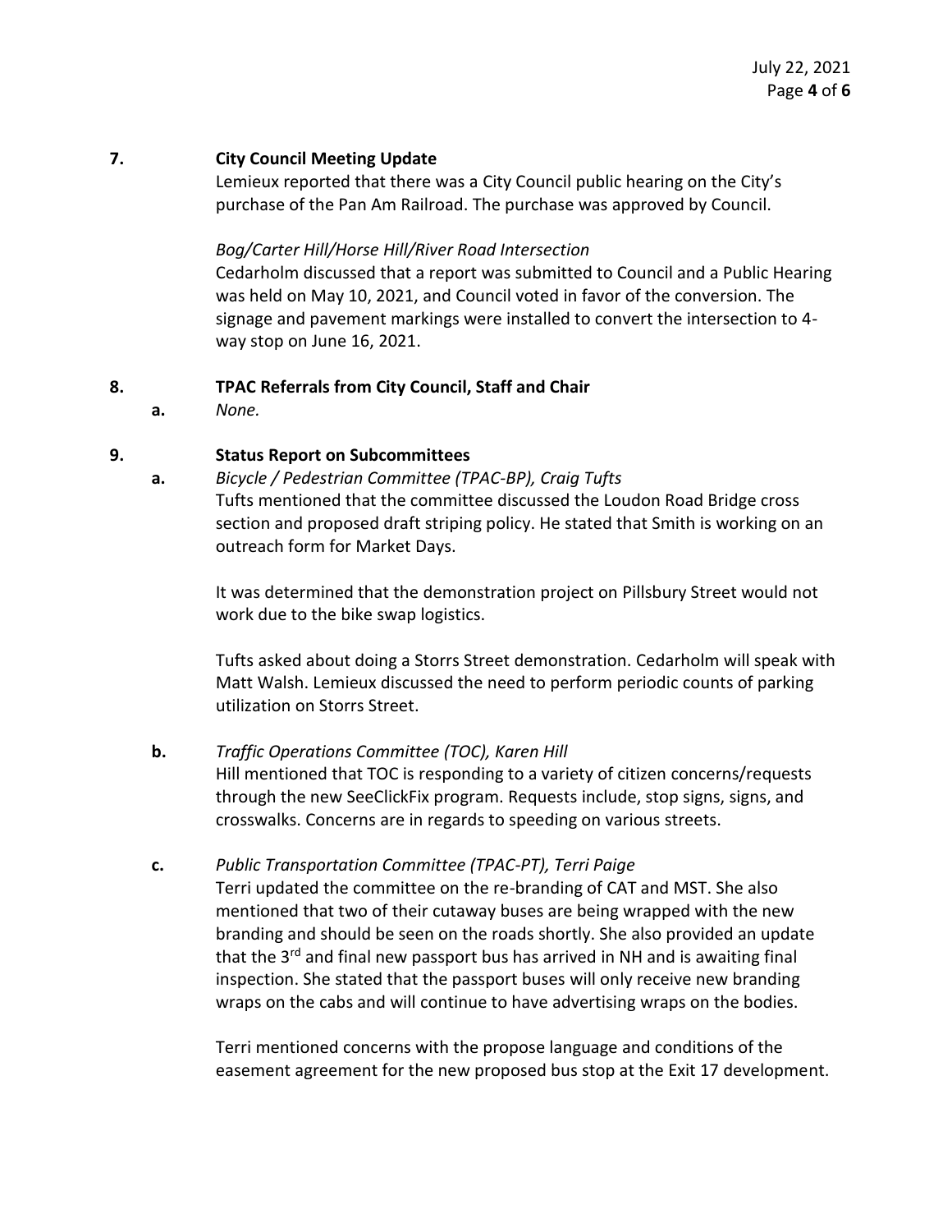**7. City Council Meeting Update**

Lemieux reported that there was a City Council public hearing on the City's purchase of the Pan Am Railroad. The purchase was approved by Council.

*Bog/Carter Hill/Horse Hill/River Road Intersection*

Cedarholm discussed that a report was submitted to Council and a Public Hearing was held on May 10, 2021, and Council voted in favor of the conversion. The signage and pavement markings were installed to convert the intersection to 4-way stop on June 16, 2021.

**8. TPAC Referrals from City Council, Staff and Chair**

**a.** *None.*

**9. Status Report on Subcommittees**

**a.** *Bicycle / Pedestrian Committee (TPAC-BP), Craig Tufts*

Tufts mentioned that the committee discussed the Loudon Road Bridge cross section and proposed draft striping policy. He stated that Smith is working on an outreach form for Market Days.

It was determined that the demonstration project on Pillsbury Street would not work due to the bike swap logistics.

Tufts asked about doing a Storrs Street demonstration. Cedarholm will speak with Matt Walsh. Lemieux discussed the need to perform periodic counts of parking utilization on Storrs Street.

**b.** *Traffic Operations Committee (TOC), Karen Hill*

Hill mentioned that TOC is responding to a variety of citizen concerns/requests through the new SeeClickFix program. Requests include, stop signs, signs, and crosswalks. Concerns are in regards to speeding on various streets.

**c.** *Public Transportation Committee (TPAC-PT), Terri Paige*

Terri updated the committee on the re-branding of CAT and MST. She also mentioned that two of their cutaway buses are being wrapped with the new branding and should be seen on the roads shortly. She also provided an update that the 3rd and final new passport bus has arrived in NH and is awaiting final inspection. She stated that the passport buses will only receive new branding wraps on the cabs and will continue to have advertising wraps on the bodies.

Terri mentioned concerns with the propose language and conditions of the easement agreement for the new proposed bus stop at the Exit 17 development.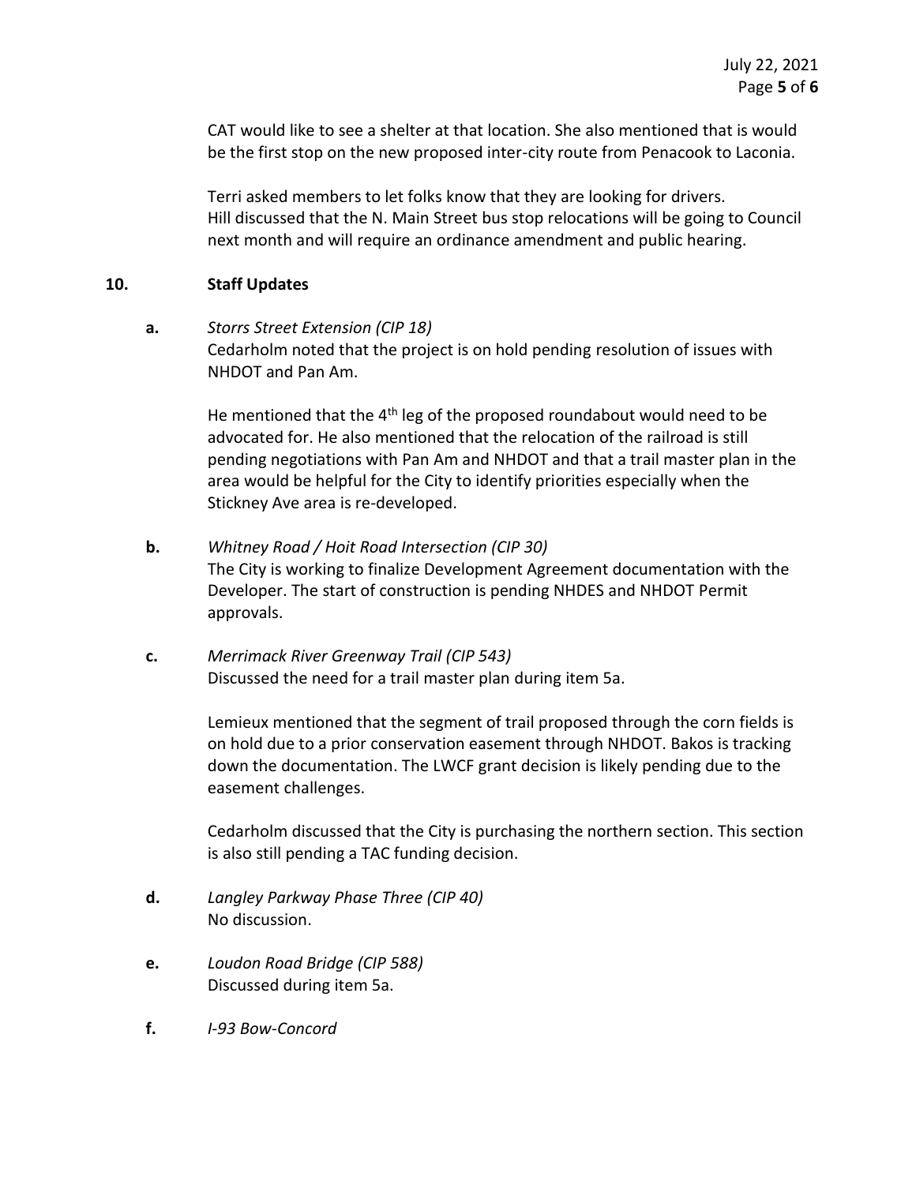CAT would like to see a shelter at that location. She also mentioned that is would be the first stop on the new proposed inter-city route from Penacook to Laconia.

Terri asked members to let folks know that they are looking for drivers.
Hill discussed that the N. Main Street bus stop relocations will be going to Council next month and will require an ordinance amendment and public hearing.

## 10. Staff Updates

**a.** *Storrs Street Extension (CIP 18)*
Cedarholm noted that the project is on hold pending resolution of issues with NHDOT and Pan Am.

He mentioned that the 4th leg of the proposed roundabout would need to be advocated for. He also mentioned that the relocation of the railroad is still pending negotiations with Pan Am and NHDOT and that a trail master plan in the area would be helpful for the City to identify priorities especially when the Stickney Ave area is re-developed.

**b.** *Whitney Road / Hoit Road Intersection (CIP 30)*
The City is working to finalize Development Agreement documentation with the Developer. The start of construction is pending NHDES and NHDOT Permit approvals.

**c.** *Merrimack River Greenway Trail (CIP 543)*
Discussed the need for a trail master plan during item 5a.

Lemieux mentioned that the segment of trail proposed through the corn fields is on hold due to a prior conservation easement through NHDOT. Bakos is tracking down the documentation. The LWCF grant decision is likely pending due to the easement challenges.

Cedarholm discussed that the City is purchasing the northern section. This section is also still pending a TAC funding decision.

**d.** *Langley Parkway Phase Three (CIP 40)*
No discussion.

**e.** *Loudon Road Bridge (CIP 588)*
Discussed during item 5a.

**f.** *I-93 Bow-Concord*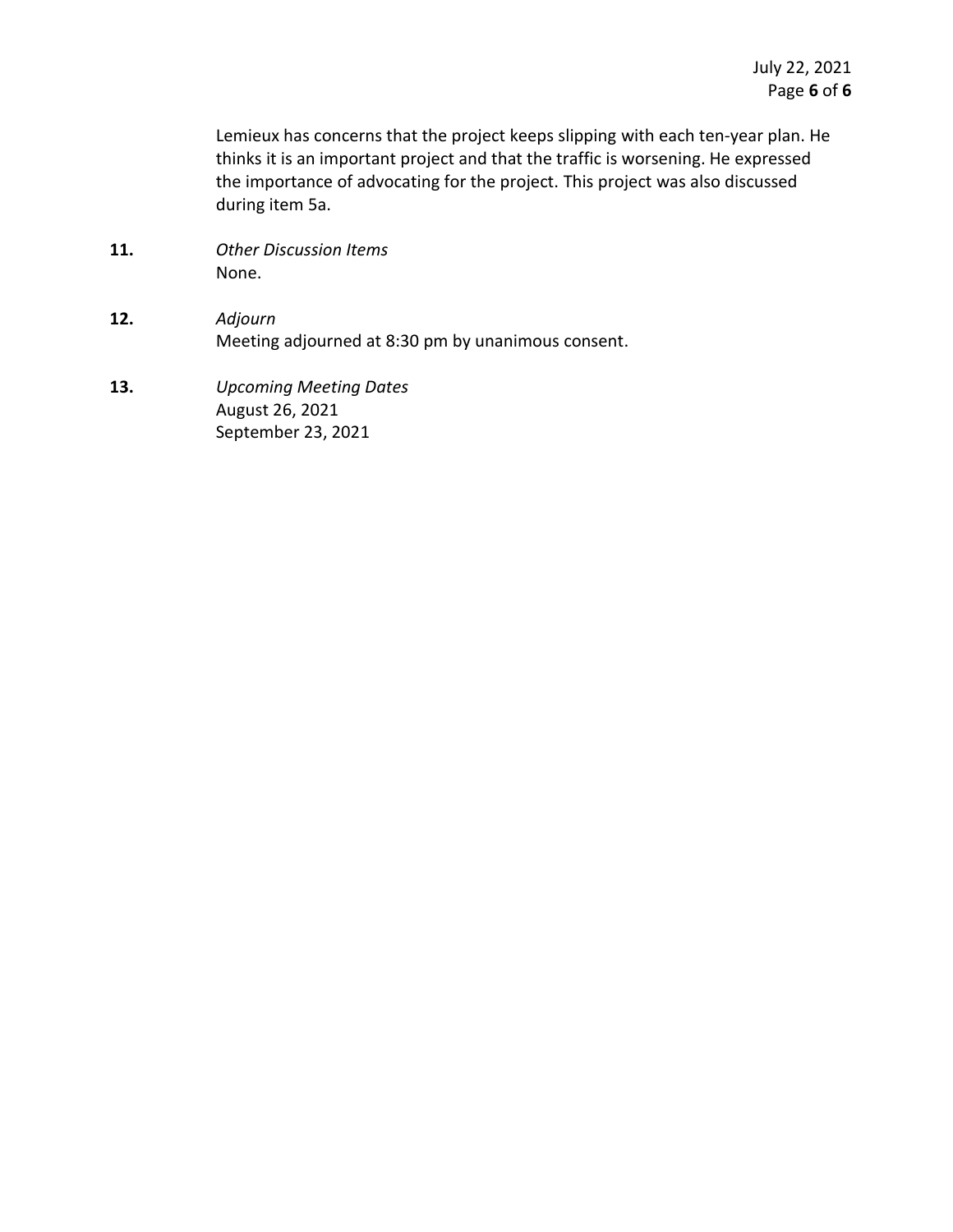Lemieux has concerns that the project keeps slipping with each ten-year plan. He thinks it is an important project and that the traffic is worsening. He expressed the importance of advocating for the project. This project was also discussed during item 5a.

**11.** *Other Discussion Items*
None.

**12.** *Adjourn*
Meeting adjourned at 8:30 pm by unanimous consent.

**13.** *Upcoming Meeting Dates*
August 26, 2021
September 23, 2021